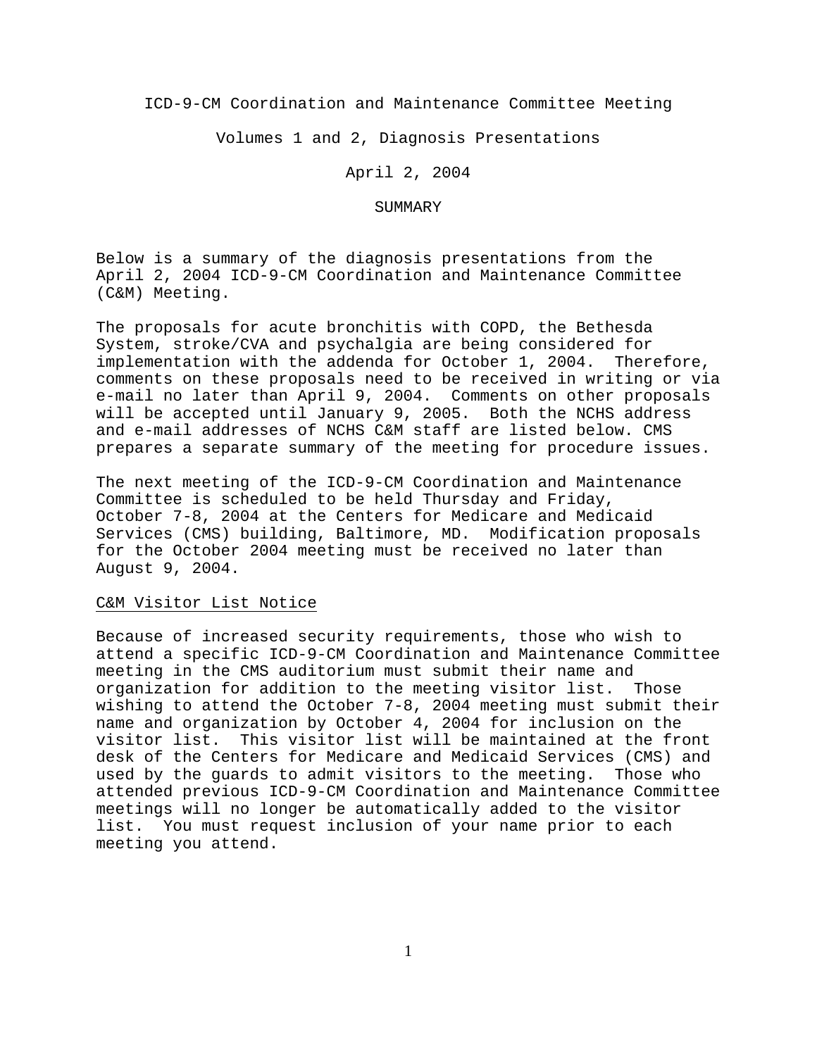# ICD-9-CM Coordination and Maintenance Committee Meeting

## Volumes 1 and 2, Diagnosis Presentations

### April 2, 2004

### SUMMARY

Below is a summary of the diagnosis presentations from the April 2, 2004 ICD-9-CM Coordination and Maintenance Committee (C&M) Meeting.

The proposals for acute bronchitis with COPD, the Bethesda System, stroke/CVA and psychalgia are being considered for implementation with the addenda for October 1, 2004. Therefore, comments on these proposals need to be received in writing or via e-mail no later than April 9, 2004. Comments on other proposals will be accepted until January 9, 2005. Both the NCHS address and e-mail addresses of NCHS C&M staff are listed below. CMS prepares a separate summary of the meeting for procedure issues.

The next meeting of the ICD-9-CM Coordination and Maintenance Committee is scheduled to be held Thursday and Friday, October 7-8, 2004 at the Centers for Medicare and Medicaid Services (CMS) building, Baltimore, MD. Modification proposals for the October 2004 meeting must be received no later than August 9, 2004.

<u>C&M Visitor List Notice</u>

Because of increased security requirements, those who wish to attend a specific ICD-9-CM Coordination and Maintenance Committee meeting in the CMS auditorium must submit their name and organization for addition to the meeting visitor list. Those wishing to attend the October 7-8, 2004 meeting must submit their name and organization by October 4, 2004 for inclusion on the visitor list. This visitor list will be maintained at the front desk of the Centers for Medicare and Medicaid Services (CMS) and used by the guards to admit visitors to the meeting. Those who attended previous ICD-9-CM Coordination and Maintenance Committee meetings will no longer be automatically added to the visitor list. You must request inclusion of your name prior to each meeting you attend.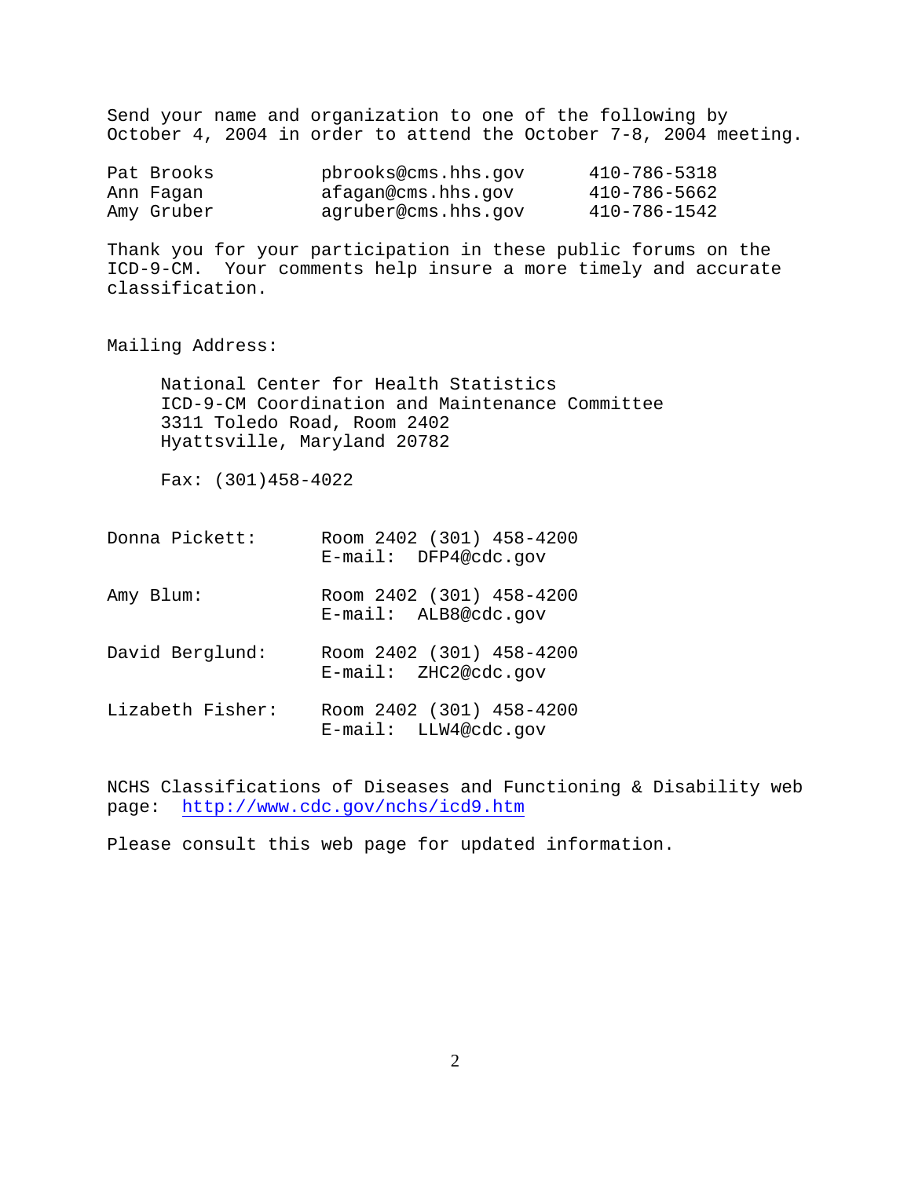Send your name and organization to one of the following by October 4, 2004 in order to attend the October 7-8, 2004 meeting.

| | | |
|---|---|---|
| Pat Brooks | pbrooks@cms.hhs.gov | 410-786-5318 |
| Ann Fagan | afagan@cms.hhs.gov | 410-786-5662 |
| Amy Gruber | agruber@cms.hhs.gov | 410-786-1542 |

Thank you for your participation in these public forums on the ICD-9-CM. Your comments help insure a more timely and accurate classification.

Mailing Address:

National Center for Health Statistics
ICD-9-CM Coordination and Maintenance Committee
3311 Toledo Road, Room 2402
Hyattsville, Maryland 20782

Fax: (301)458-4022

Donna Pickett: Room 2402 (301) 458-4200
E-mail: DFP4@cdc.gov

Amy Blum: Room 2402 (301) 458-4200
E-mail: ALB8@cdc.gov

David Berglund: Room 2402 (301) 458-4200
E-mail: ZHC2@cdc.gov

Lizabeth Fisher: Room 2402 (301) 458-4200
E-mail: LLW4@cdc.gov

NCHS Classifications of Diseases and Functioning & Disability web page: http://www.cdc.gov/nchs/icd9.htm

Please consult this web page for updated information.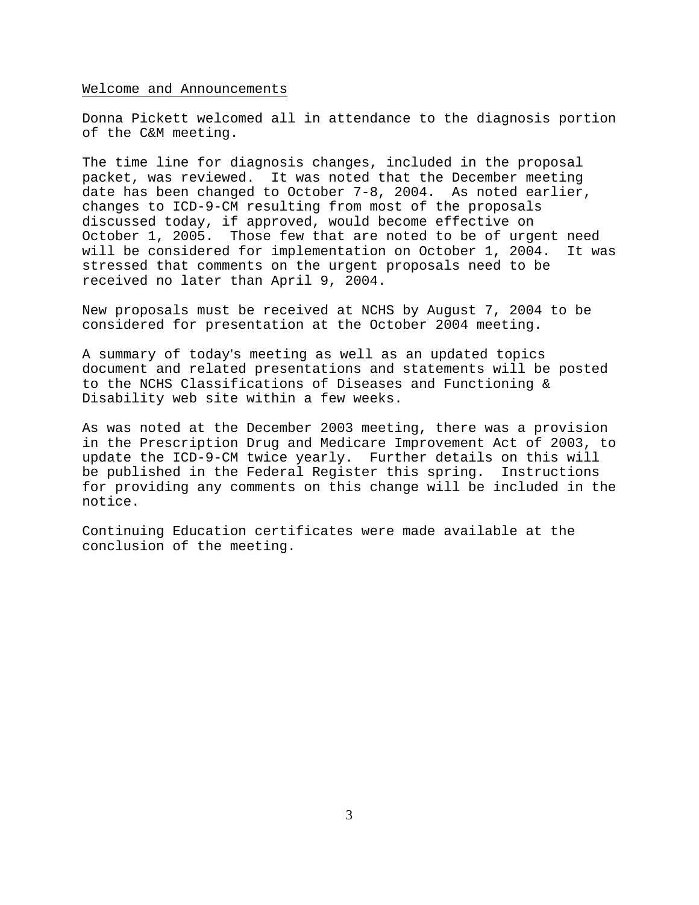## Welcome and Announcements

Donna Pickett welcomed all in attendance to the diagnosis portion of the C&M meeting.

The time line for diagnosis changes, included in the proposal packet, was reviewed. It was noted that the December meeting date has been changed to October 7-8, 2004. As noted earlier, changes to ICD-9-CM resulting from most of the proposals discussed today, if approved, would become effective on October 1, 2005. Those few that are noted to be of urgent need will be considered for implementation on October 1, 2004. It was stressed that comments on the urgent proposals need to be received no later than April 9, 2004.

New proposals must be received at NCHS by August 7, 2004 to be considered for presentation at the October 2004 meeting.

A summary of today's meeting as well as an updated topics document and related presentations and statements will be posted to the NCHS Classifications of Diseases and Functioning & Disability web site within a few weeks.

As was noted at the December 2003 meeting, there was a provision in the Prescription Drug and Medicare Improvement Act of 2003, to update the ICD-9-CM twice yearly. Further details on this will be published in the Federal Register this spring. Instructions for providing any comments on this change will be included in the notice.

Continuing Education certificates were made available at the conclusion of the meeting.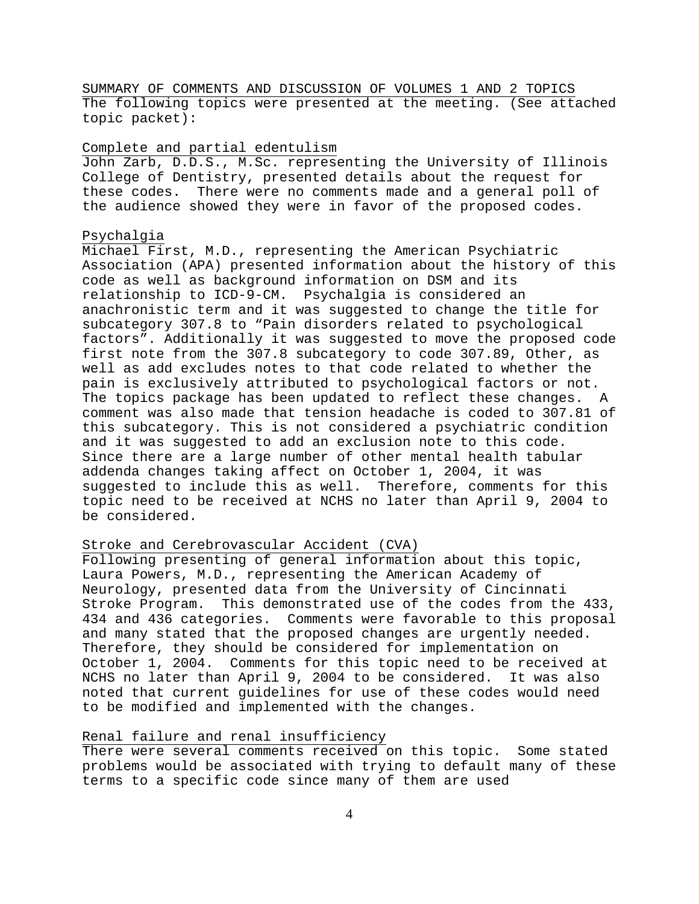## SUMMARY OF COMMENTS AND DISCUSSION OF VOLUMES 1 AND 2 TOPICS

The following topics were presented at the meeting. (See attached topic packet):

### Complete and partial edentulism

John Zarb, D.D.S., M.Sc. representing the University of Illinois College of Dentistry, presented details about the request for these codes. There were no comments made and a general poll of the audience showed they were in favor of the proposed codes.

### Psychalgia

Michael First, M.D., representing the American Psychiatric Association (APA) presented information about the history of this code as well as background information on DSM and its relationship to ICD-9-CM. Psychalgia is considered an anachronistic term and it was suggested to change the title for subcategory 307.8 to "Pain disorders related to psychological factors". Additionally it was suggested to move the proposed code first note from the 307.8 subcategory to code 307.89, Other, as well as add excludes notes to that code related to whether the pain is exclusively attributed to psychological factors or not. The topics package has been updated to reflect these changes. A comment was also made that tension headache is coded to 307.81 of this subcategory. This is not considered a psychiatric condition and it was suggested to add an exclusion note to this code. Since there are a large number of other mental health tabular addenda changes taking affect on October 1, 2004, it was suggested to include this as well. Therefore, comments for this topic need to be received at NCHS no later than April 9, 2004 to be considered.

### Stroke and Cerebrovascular Accident (CVA)

Following presenting of general information about this topic, Laura Powers, M.D., representing the American Academy of Neurology, presented data from the University of Cincinnati Stroke Program. This demonstrated use of the codes from the 433, 434 and 436 categories. Comments were favorable to this proposal and many stated that the proposed changes are urgently needed. Therefore, they should be considered for implementation on October 1, 2004. Comments for this topic need to be received at NCHS no later than April 9, 2004 to be considered. It was also noted that current guidelines for use of these codes would need to be modified and implemented with the changes.

### Renal failure and renal insufficiency

There were several comments received on this topic. Some stated problems would be associated with trying to default many of these terms to a specific code since many of them are used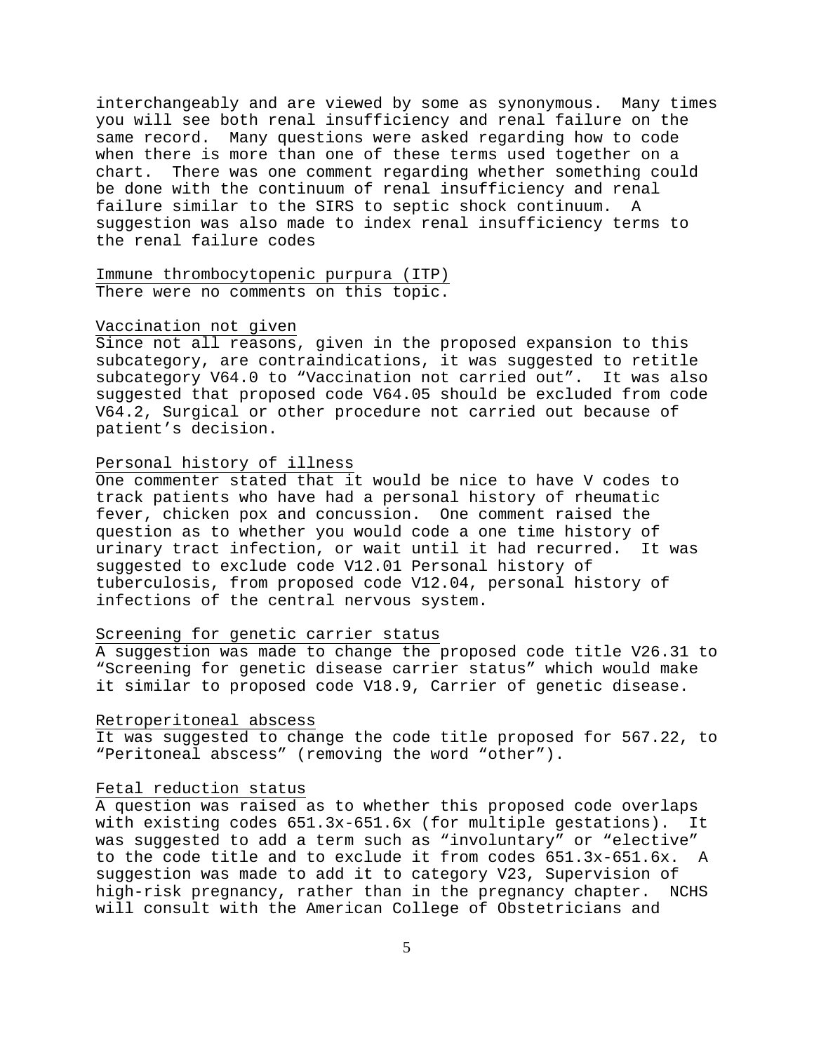interchangeably and are viewed by some as synonymous. Many times you will see both renal insufficiency and renal failure on the same record. Many questions were asked regarding how to code when there is more than one of these terms used together on a chart. There was one comment regarding whether something could be done with the continuum of renal insufficiency and renal failure similar to the SIRS to septic shock continuum. A suggestion was also made to index renal insufficiency terms to the renal failure codes

<u>Immune thrombocytopenic purpura (ITP)</u>

There were no comments on this topic.

<u>Vaccination not given</u>

Since not all reasons, given in the proposed expansion to this subcategory, are contraindications, it was suggested to retitle subcategory V64.0 to “Vaccination not carried out”. It was also suggested that proposed code V64.05 should be excluded from code V64.2, Surgical or other procedure not carried out because of patient’s decision.

<u>Personal history of illness</u>

One commenter stated that it would be nice to have V codes to track patients who have had a personal history of rheumatic fever, chicken pox and concussion. One comment raised the question as to whether you would code a one time history of urinary tract infection, or wait until it had recurred. It was suggested to exclude code V12.01 Personal history of tuberculosis, from proposed code V12.04, personal history of infections of the central nervous system.

<u>Screening for genetic carrier status</u>

A suggestion was made to change the proposed code title V26.31 to “Screening for genetic disease carrier status” which would make it similar to proposed code V18.9, Carrier of genetic disease.

<u>Retroperitoneal abscess</u>

It was suggested to change the code title proposed for 567.22, to “Peritoneal abscess” (removing the word “other”).

<u>Fetal reduction status</u>

A question was raised as to whether this proposed code overlaps with existing codes 651.3x-651.6x (for multiple gestations). It was suggested to add a term such as “involuntary” or “elective” to the code title and to exclude it from codes 651.3x-651.6x. A suggestion was made to add it to category V23, Supervision of high-risk pregnancy, rather than in the pregnancy chapter. NCHS will consult with the American College of Obstetricians and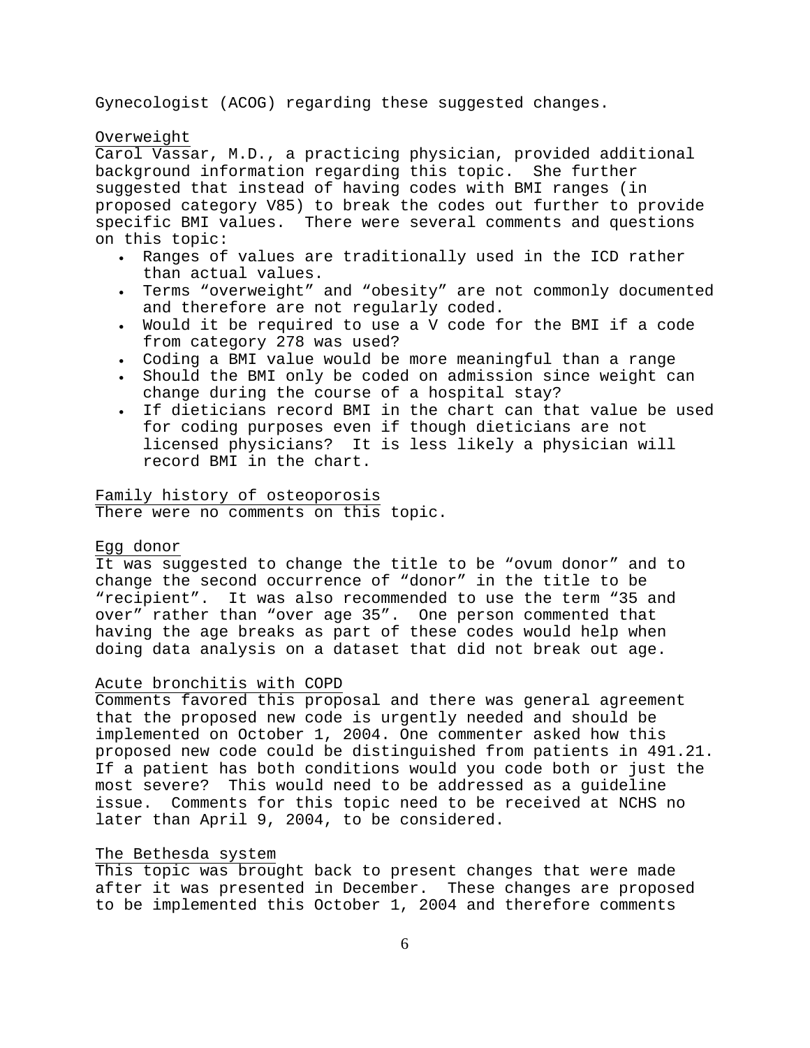Gynecologist (ACOG) regarding these suggested changes.

<u>Overweight</u>

Carol Vassar, M.D., a practicing physician, provided additional background information regarding this topic. She further suggested that instead of having codes with BMI ranges (in proposed category V85) to break the codes out further to provide specific BMI values. There were several comments and questions on this topic:

- Ranges of values are traditionally used in the ICD rather than actual values.
- Terms "overweight" and "obesity" are not commonly documented and therefore are not regularly coded.
- Would it be required to use a V code for the BMI if a code from category 278 was used?
- Coding a BMI value would be more meaningful than a range
- Should the BMI only be coded on admission since weight can change during the course of a hospital stay?
- If dieticians record BMI in the chart can that value be used for coding purposes even if though dieticians are not licensed physicians? It is less likely a physician will record BMI in the chart.

<u>Family history of osteoporosis</u>

There were no comments on this topic.

<u>Egg donor</u>

It was suggested to change the title to be "ovum donor" and to change the second occurrence of "donor" in the title to be "recipient". It was also recommended to use the term "35 and over" rather than "over age 35". One person commented that having the age breaks as part of these codes would help when doing data analysis on a dataset that did not break out age.

<u>Acute bronchitis with COPD</u>

Comments favored this proposal and there was general agreement that the proposed new code is urgently needed and should be implemented on October 1, 2004. One commenter asked how this proposed new code could be distinguished from patients in 491.21. If a patient has both conditions would you code both or just the most severe? This would need to be addressed as a guideline issue. Comments for this topic need to be received at NCHS no later than April 9, 2004, to be considered.

<u>The Bethesda system</u>

This topic was brought back to present changes that were made after it was presented in December. These changes are proposed to be implemented this October 1, 2004 and therefore comments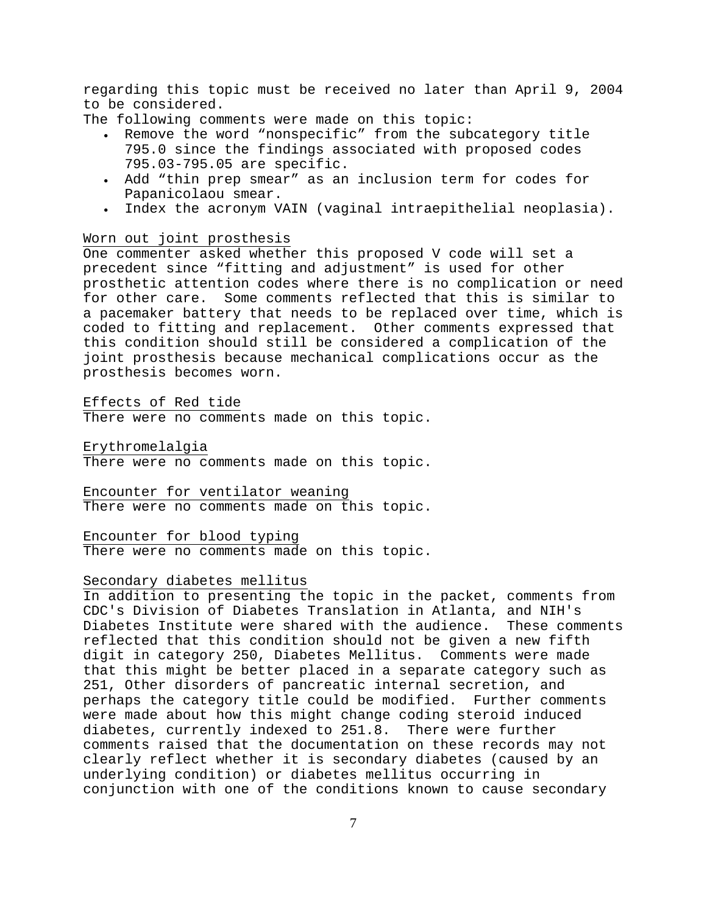regarding this topic must be received no later than April 9, 2004 to be considered.

The following comments were made on this topic:

- Remove the word “nonspecific” from the subcategory title 795.0 since the findings associated with proposed codes 795.03-795.05 are specific.
- Add “thin prep smear” as an inclusion term for codes for Papanicolaou smear.
- Index the acronym VAIN (vaginal intraepithelial neoplasia).

Worn out joint prosthesis

One commenter asked whether this proposed V code will set a precedent since “fitting and adjustment” is used for other prosthetic attention codes where there is no complication or need for other care. Some comments reflected that this is similar to a pacemaker battery that needs to be replaced over time, which is coded to fitting and replacement. Other comments expressed that this condition should still be considered a complication of the joint prosthesis because mechanical complications occur as the prosthesis becomes worn.

Effects of Red tide

There were no comments made on this topic.

Erythromelalgia

There were no comments made on this topic.

Encounter for ventilator weaning

There were no comments made on this topic.

Encounter for blood typing

There were no comments made on this topic.

Secondary diabetes mellitus

In addition to presenting the topic in the packet, comments from CDC's Division of Diabetes Translation in Atlanta, and NIH's Diabetes Institute were shared with the audience. These comments reflected that this condition should not be given a new fifth digit in category 250, Diabetes Mellitus. Comments were made that this might be better placed in a separate category such as 251, Other disorders of pancreatic internal secretion, and perhaps the category title could be modified. Further comments were made about how this might change coding steroid induced diabetes, currently indexed to 251.8. There were further comments raised that the documentation on these records may not clearly reflect whether it is secondary diabetes (caused by an underlying condition) or diabetes mellitus occurring in conjunction with one of the conditions known to cause secondary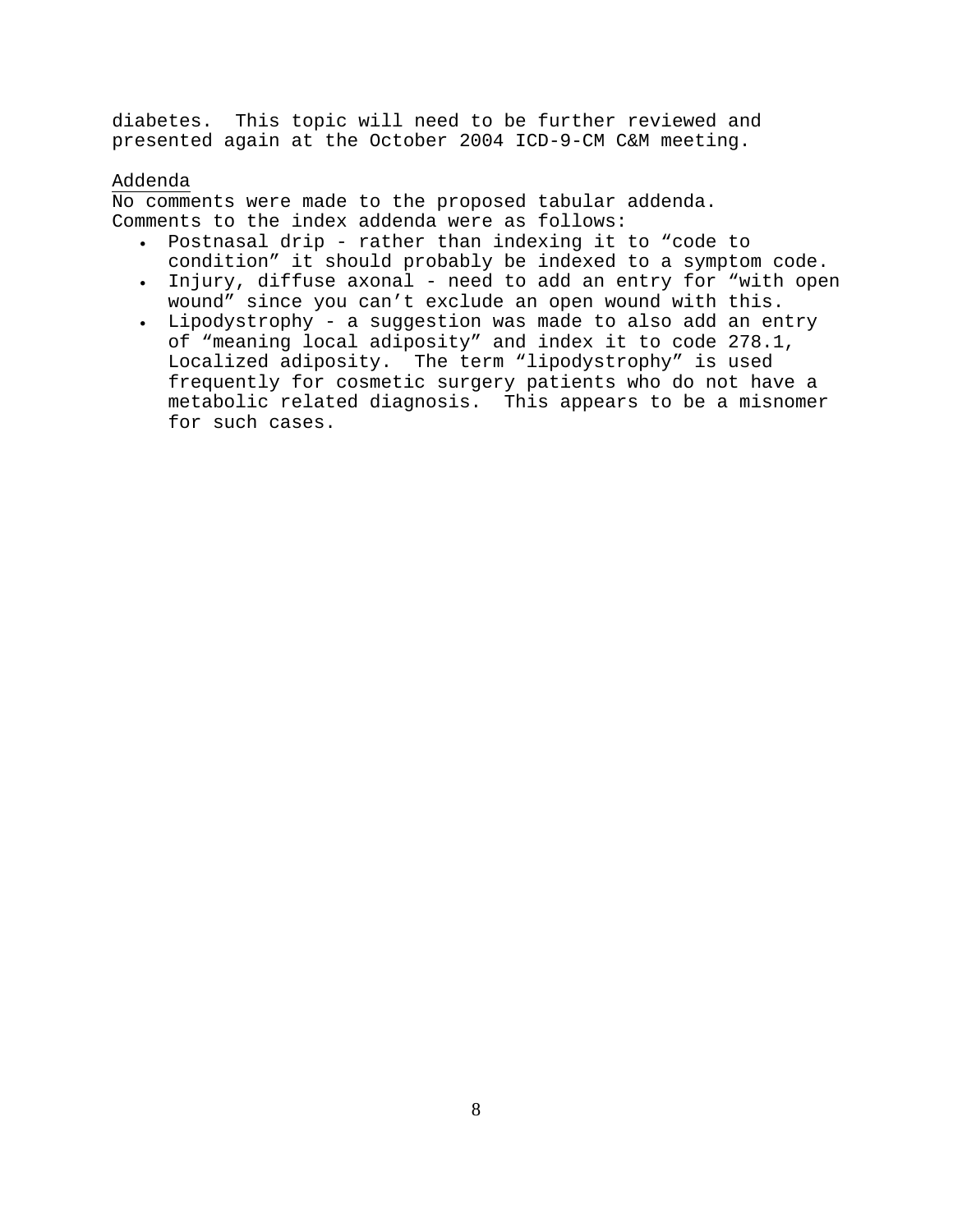diabetes. This topic will need to be further reviewed and presented again at the October 2004 ICD-9-CM C&M meeting.

Addenda

No comments were made to the proposed tabular addenda. Comments to the index addenda were as follows:

- Postnasal drip - rather than indexing it to "code to condition" it should probably be indexed to a symptom code.
- Injury, diffuse axonal - need to add an entry for "with open wound" since you can't exclude an open wound with this.
- Lipodystrophy - a suggestion was made to also add an entry of "meaning local adiposity" and index it to code 278.1, Localized adiposity. The term "lipodystrophy" is used frequently for cosmetic surgery patients who do not have a metabolic related diagnosis. This appears to be a misnomer for such cases.